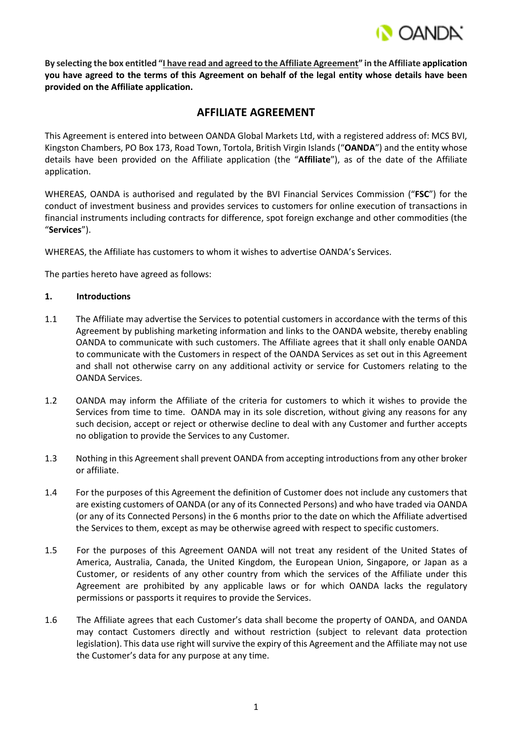**By selecting the box entitled "I have read and agreed to the Affiliate Agreement" in the Affiliate application you have agreed to the terms of this Agreement on behalf of the legal entity whose details have been provided on the Affiliate application.**

# AFFILIATE AGREEMENT

This Agreement is entered into between OANDA Global Markets Ltd, with a registered address of: MCS BVI, Kingston Chambers, PO Box 173, Road Town, Tortola, British Virgin Islands ("**OANDA**") and the entity whose details have been provided on the Affiliate application (the "**Affiliate**"), as of the date of the Affiliate application.

WHEREAS, OANDA is authorised and regulated by the BVI Financial Services Commission ("**FSC**") for the conduct of investment business and provides services to customers for online execution of transactions in financial instruments including contracts for difference, spot foreign exchange and other commodities (the "**Services**").

WHEREAS, the Affiliate has customers to whom it wishes to advertise OANDA's Services.

The parties hereto have agreed as follows:

## 1. Introductions

1.1 The Affiliate may advertise the Services to potential customers in accordance with the terms of this Agreement by publishing marketing information and links to the OANDA website, thereby enabling OANDA to communicate with such customers. The Affiliate agrees that it shall only enable OANDA to communicate with the Customers in respect of the OANDA Services as set out in this Agreement and shall not otherwise carry on any additional activity or service for Customers relating to the OANDA Services.

1.2 OANDA may inform the Affiliate of the criteria for customers to which it wishes to provide the Services from time to time. OANDA may in its sole discretion, without giving any reasons for any such decision, accept or reject or otherwise decline to deal with any Customer and further accepts no obligation to provide the Services to any Customer.

1.3 Nothing in this Agreement shall prevent OANDA from accepting introductions from any other broker or affiliate.

1.4 For the purposes of this Agreement the definition of Customer does not include any customers that are existing customers of OANDA (or any of its Connected Persons) and who have traded via OANDA (or any of its Connected Persons) in the 6 months prior to the date on which the Affiliate advertised the Services to them, except as may be otherwise agreed with respect to specific customers.

1.5 For the purposes of this Agreement OANDA will not treat any resident of the United States of America, Australia, Canada, the United Kingdom, the European Union, Singapore, or Japan as a Customer, or residents of any other country from which the services of the Affiliate under this Agreement are prohibited by any applicable laws or for which OANDA lacks the regulatory permissions or passports it requires to provide the Services.

1.6 The Affiliate agrees that each Customer's data shall become the property of OANDA, and OANDA may contact Customers directly and without restriction (subject to relevant data protection legislation). This data use right will survive the expiry of this Agreement and the Affiliate may not use the Customer's data for any purpose at any time.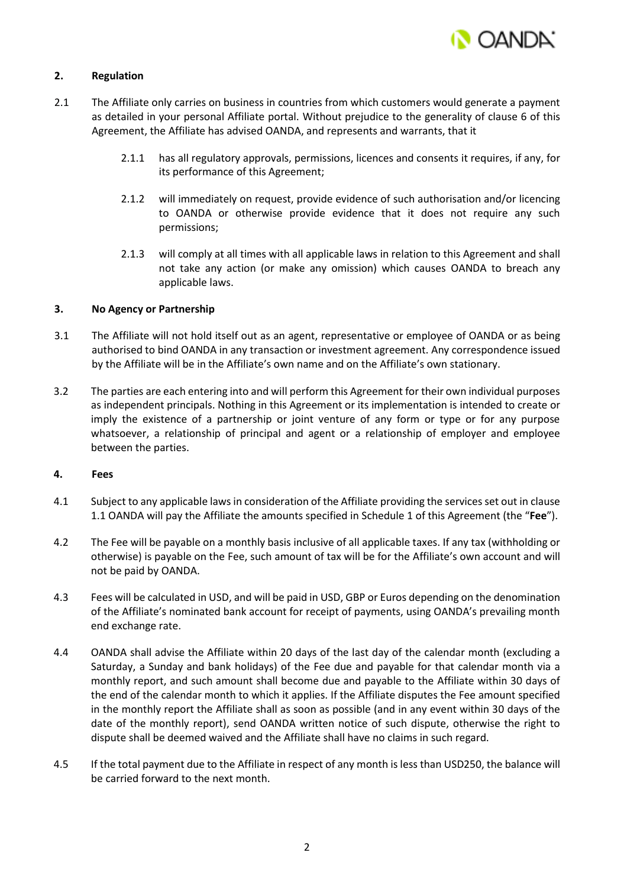## 2. Regulation

2.1 The Affiliate only carries on business in countries from which customers would generate a payment as detailed in your personal Affiliate portal. Without prejudice to the generality of clause 6 of this Agreement, the Affiliate has advised OANDA, and represents and warrants, that it

> 2.1.1 has all regulatory approvals, permissions, licences and consents it requires, if any, for its performance of this Agreement;
>
> 2.1.2 will immediately on request, provide evidence of such authorisation and/or licencing to OANDA or otherwise provide evidence that it does not require any such permissions;
>
> 2.1.3 will comply at all times with all applicable laws in relation to this Agreement and shall not take any action (or make any omission) which causes OANDA to breach any applicable laws.

## 3. No Agency or Partnership

3.1 The Affiliate will not hold itself out as an agent, representative or employee of OANDA or as being authorised to bind OANDA in any transaction or investment agreement. Any correspondence issued by the Affiliate will be in the Affiliate's own name and on the Affiliate's own stationary.

3.2 The parties are each entering into and will perform this Agreement for their own individual purposes as independent principals. Nothing in this Agreement or its implementation is intended to create or imply the existence of a partnership or joint venture of any form or type or for any purpose whatsoever, a relationship of principal and agent or a relationship of employer and employee between the parties.

## 4. Fees

4.1 Subject to any applicable laws in consideration of the Affiliate providing the services set out in clause 1.1 OANDA will pay the Affiliate the amounts specified in Schedule 1 of this Agreement (the "**Fee**").

4.2 The Fee will be payable on a monthly basis inclusive of all applicable taxes. If any tax (withholding or otherwise) is payable on the Fee, such amount of tax will be for the Affiliate's own account and will not be paid by OANDA.

4.3 Fees will be calculated in USD, and will be paid in USD, GBP or Euros depending on the denomination of the Affiliate's nominated bank account for receipt of payments, using OANDA's prevailing month end exchange rate.

4.4 OANDA shall advise the Affiliate within 20 days of the last day of the calendar month (excluding a Saturday, a Sunday and bank holidays) of the Fee due and payable for that calendar month via a monthly report, and such amount shall become due and payable to the Affiliate within 30 days of the end of the calendar month to which it applies. If the Affiliate disputes the Fee amount specified in the monthly report the Affiliate shall as soon as possible (and in any event within 30 days of the date of the monthly report), send OANDA written notice of such dispute, otherwise the right to dispute shall be deemed waived and the Affiliate shall have no claims in such regard.

4.5 If the total payment due to the Affiliate in respect of any month is less than USD250, the balance will be carried forward to the next month.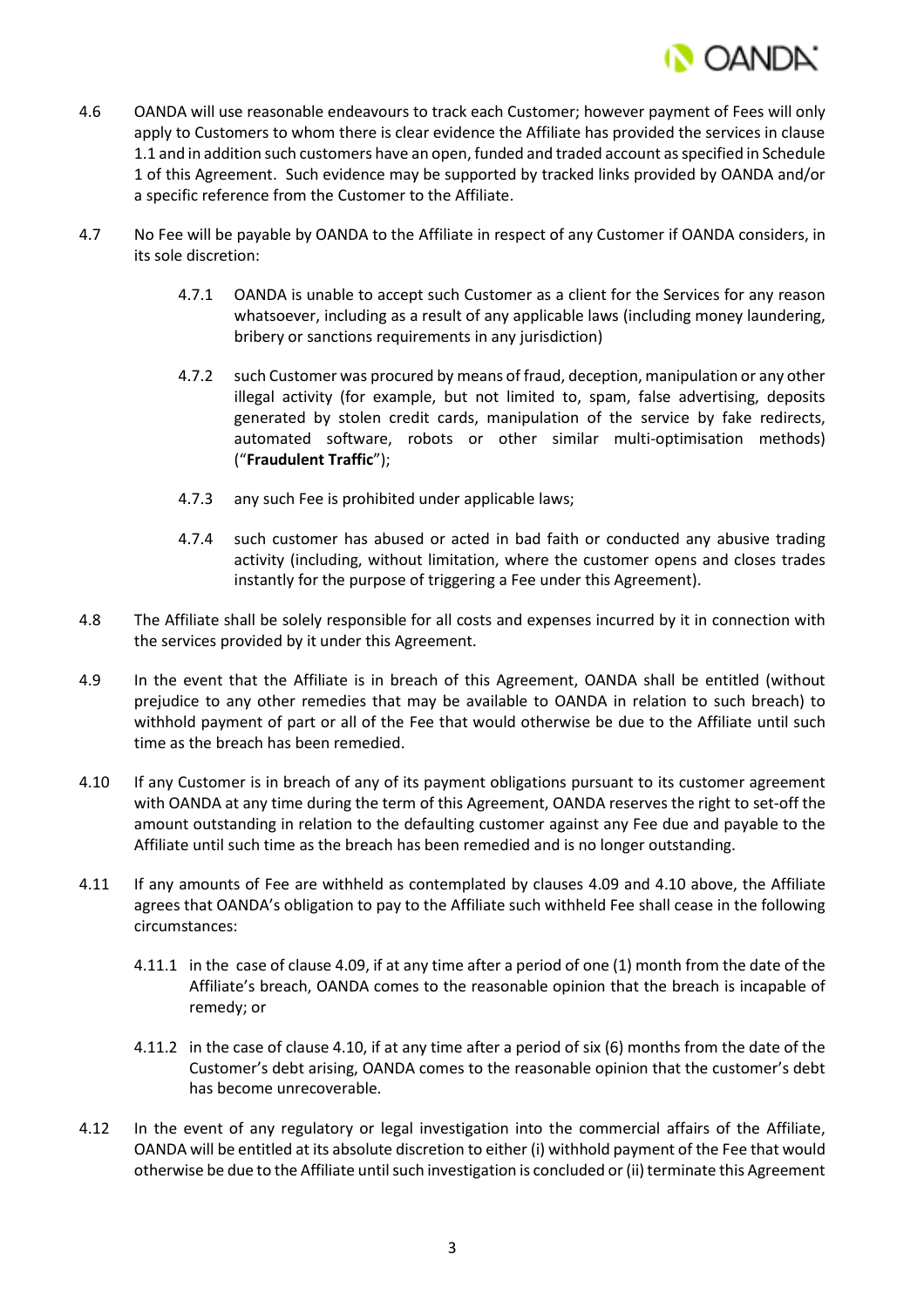4.6 OANDA will use reasonable endeavours to track each Customer; however payment of Fees will only apply to Customers to whom there is clear evidence the Affiliate has provided the services in clause 1.1 and in addition such customers have an open, funded and traded account as specified in Schedule 1 of this Agreement. Such evidence may be supported by tracked links provided by OANDA and/or a specific reference from the Customer to the Affiliate.

4.7 No Fee will be payable by OANDA to the Affiliate in respect of any Customer if OANDA considers, in its sole discretion:

> 4.7.1 OANDA is unable to accept such Customer as a client for the Services for any reason whatsoever, including as a result of any applicable laws (including money laundering, bribery or sanctions requirements in any jurisdiction)
>
> 4.7.2 such Customer was procured by means of fraud, deception, manipulation or any other illegal activity (for example, but not limited to, spam, false advertising, deposits generated by stolen credit cards, manipulation of the service by fake redirects, automated software, robots or other similar multi-optimisation methods) ("**Fraudulent Traffic**");
>
> 4.7.3 any such Fee is prohibited under applicable laws;
>
> 4.7.4 such customer has abused or acted in bad faith or conducted any abusive trading activity (including, without limitation, where the customer opens and closes trades instantly for the purpose of triggering a Fee under this Agreement).

4.8 The Affiliate shall be solely responsible for all costs and expenses incurred by it in connection with the services provided by it under this Agreement.

4.9 In the event that the Affiliate is in breach of this Agreement, OANDA shall be entitled (without prejudice to any other remedies that may be available to OANDA in relation to such breach) to withhold payment of part or all of the Fee that would otherwise be due to the Affiliate until such time as the breach has been remedied.

4.10 If any Customer is in breach of any of its payment obligations pursuant to its customer agreement with OANDA at any time during the term of this Agreement, OANDA reserves the right to set-off the amount outstanding in relation to the defaulting customer against any Fee due and payable to the Affiliate until such time as the breach has been remedied and is no longer outstanding.

4.11 If any amounts of Fee are withheld as contemplated by clauses 4.09 and 4.10 above, the Affiliate agrees that OANDA's obligation to pay to the Affiliate such withheld Fee shall cease in the following circumstances:

> 4.11.1 in the case of clause 4.09, if at any time after a period of one (1) month from the date of the Affiliate's breach, OANDA comes to the reasonable opinion that the breach is incapable of remedy; or
>
> 4.11.2 in the case of clause 4.10, if at any time after a period of six (6) months from the date of the Customer's debt arising, OANDA comes to the reasonable opinion that the customer's debt has become unrecoverable.

4.12 In the event of any regulatory or legal investigation into the commercial affairs of the Affiliate, OANDA will be entitled at its absolute discretion to either (i) withhold payment of the Fee that would otherwise be due to the Affiliate until such investigation is concluded or (ii) terminate this Agreement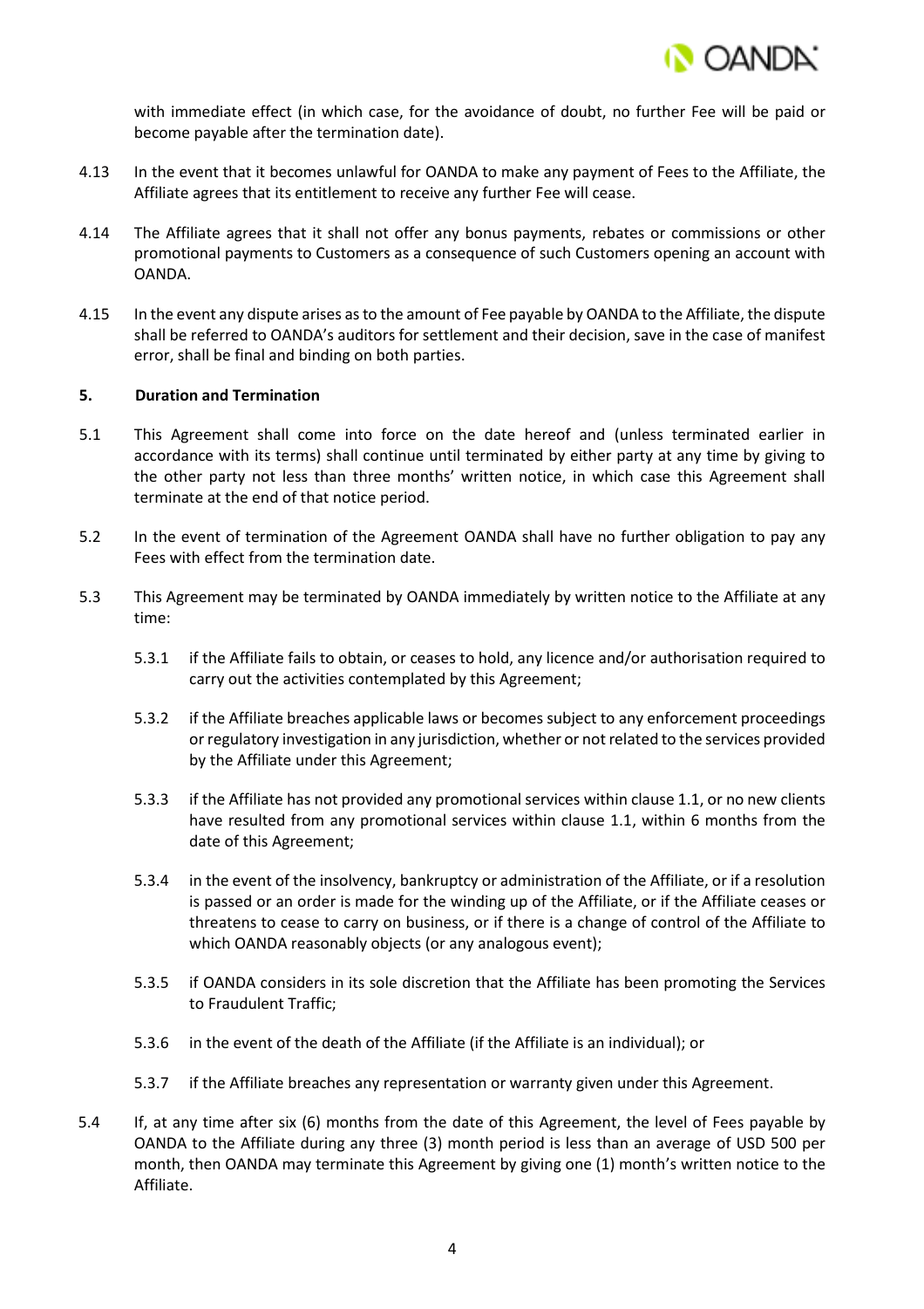with immediate effect (in which case, for the avoidance of doubt, no further Fee will be paid or become payable after the termination date).

4.13 In the event that it becomes unlawful for OANDA to make any payment of Fees to the Affiliate, the Affiliate agrees that its entitlement to receive any further Fee will cease.

4.14 The Affiliate agrees that it shall not offer any bonus payments, rebates or commissions or other promotional payments to Customers as a consequence of such Customers opening an account with OANDA.

4.15 In the event any dispute arises as to the amount of Fee payable by OANDA to the Affiliate, the dispute shall be referred to OANDA's auditors for settlement and their decision, save in the case of manifest error, shall be final and binding on both parties.

**5. Duration and Termination**

5.1 This Agreement shall come into force on the date hereof and (unless terminated earlier in accordance with its terms) shall continue until terminated by either party at any time by giving to the other party not less than three months' written notice, in which case this Agreement shall terminate at the end of that notice period.

5.2 In the event of termination of the Agreement OANDA shall have no further obligation to pay any Fees with effect from the termination date.

5.3 This Agreement may be terminated by OANDA immediately by written notice to the Affiliate at any time:

5.3.1 if the Affiliate fails to obtain, or ceases to hold, any licence and/or authorisation required to carry out the activities contemplated by this Agreement;

5.3.2 if the Affiliate breaches applicable laws or becomes subject to any enforcement proceedings or regulatory investigation in any jurisdiction, whether or not related to the services provided by the Affiliate under this Agreement;

5.3.3 if the Affiliate has not provided any promotional services within clause 1.1, or no new clients have resulted from any promotional services within clause 1.1, within 6 months from the date of this Agreement;

5.3.4 in the event of the insolvency, bankruptcy or administration of the Affiliate, or if a resolution is passed or an order is made for the winding up of the Affiliate, or if the Affiliate ceases or threatens to cease to carry on business, or if there is a change of control of the Affiliate to which OANDA reasonably objects (or any analogous event);

5.3.5 if OANDA considers in its sole discretion that the Affiliate has been promoting the Services to Fraudulent Traffic;

5.3.6 in the event of the death of the Affiliate (if the Affiliate is an individual); or

5.3.7 if the Affiliate breaches any representation or warranty given under this Agreement.

5.4 If, at any time after six (6) months from the date of this Agreement, the level of Fees payable by OANDA to the Affiliate during any three (3) month period is less than an average of USD 500 per month, then OANDA may terminate this Agreement by giving one (1) month's written notice to the Affiliate.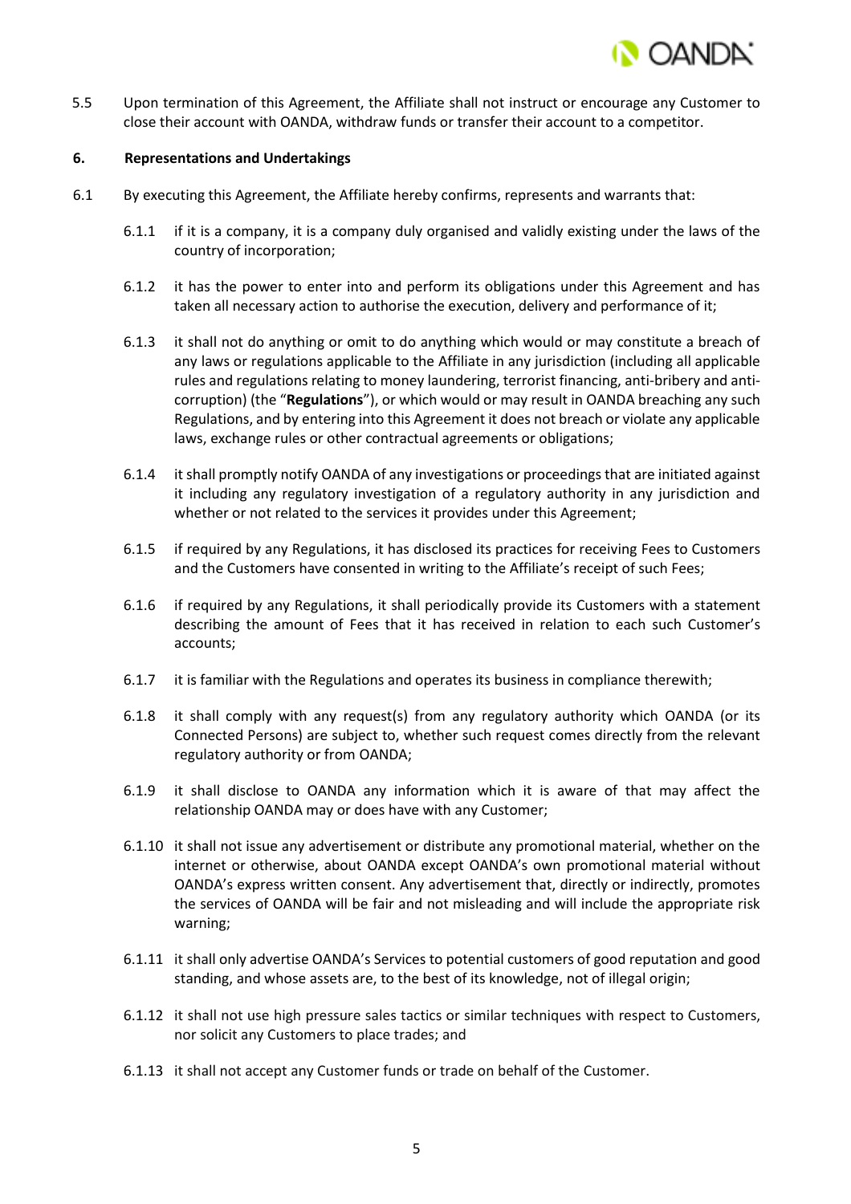5.5 Upon termination of this Agreement, the Affiliate shall not instruct or encourage any Customer to close their account with OANDA, withdraw funds or transfer their account to a competitor.

**6. Representations and Undertakings**

6.1 By executing this Agreement, the Affiliate hereby confirms, represents and warrants that:

6.1.1 if it is a company, it is a company duly organised and validly existing under the laws of the country of incorporation;

6.1.2 it has the power to enter into and perform its obligations under this Agreement and has taken all necessary action to authorise the execution, delivery and performance of it;

6.1.3 it shall not do anything or omit to do anything which would or may constitute a breach of any laws or regulations applicable to the Affiliate in any jurisdiction (including all applicable rules and regulations relating to money laundering, terrorist financing, anti-bribery and anti-corruption) (the "**Regulations**"), or which would or may result in OANDA breaching any such Regulations, and by entering into this Agreement it does not breach or violate any applicable laws, exchange rules or other contractual agreements or obligations;

6.1.4 it shall promptly notify OANDA of any investigations or proceedings that are initiated against it including any regulatory investigation of a regulatory authority in any jurisdiction and whether or not related to the services it provides under this Agreement;

6.1.5 if required by any Regulations, it has disclosed its practices for receiving Fees to Customers and the Customers have consented in writing to the Affiliate's receipt of such Fees;

6.1.6 if required by any Regulations, it shall periodically provide its Customers with a statement describing the amount of Fees that it has received in relation to each such Customer's accounts;

6.1.7 it is familiar with the Regulations and operates its business in compliance therewith;

6.1.8 it shall comply with any request(s) from any regulatory authority which OANDA (or its Connected Persons) are subject to, whether such request comes directly from the relevant regulatory authority or from OANDA;

6.1.9 it shall disclose to OANDA any information which it is aware of that may affect the relationship OANDA may or does have with any Customer;

6.1.10 it shall not issue any advertisement or distribute any promotional material, whether on the internet or otherwise, about OANDA except OANDA's own promotional material without OANDA's express written consent. Any advertisement that, directly or indirectly, promotes the services of OANDA will be fair and not misleading and will include the appropriate risk warning;

6.1.11 it shall only advertise OANDA's Services to potential customers of good reputation and good standing, and whose assets are, to the best of its knowledge, not of illegal origin;

6.1.12 it shall not use high pressure sales tactics or similar techniques with respect to Customers, nor solicit any Customers to place trades; and

6.1.13 it shall not accept any Customer funds or trade on behalf of the Customer.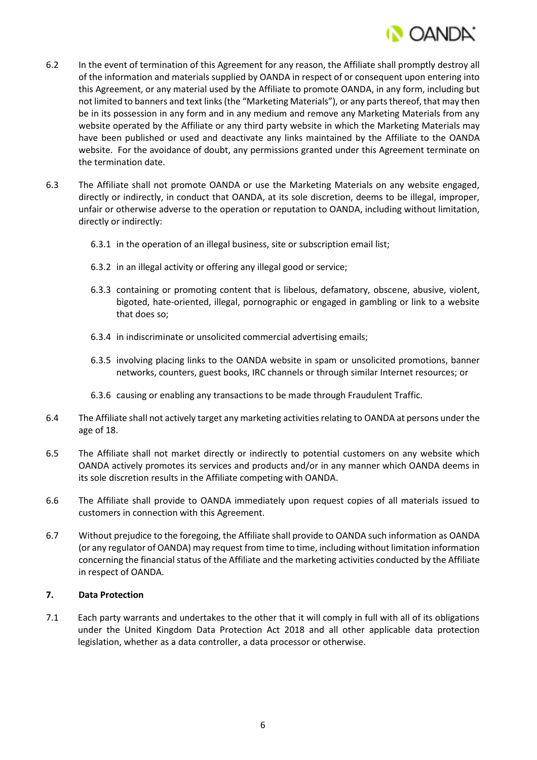6.2 In the event of termination of this Agreement for any reason, the Affiliate shall promptly destroy all of the information and materials supplied by OANDA in respect of or consequent upon entering into this Agreement, or any material used by the Affiliate to promote OANDA, in any form, including but not limited to banners and text links (the "Marketing Materials"), or any parts thereof, that may then be in its possession in any form and in any medium and remove any Marketing Materials from any website operated by the Affiliate or any third party website in which the Marketing Materials may have been published or used and deactivate any links maintained by the Affiliate to the OANDA website. For the avoidance of doubt, any permissions granted under this Agreement terminate on the termination date.

6.3 The Affiliate shall not promote OANDA or use the Marketing Materials on any website engaged, directly or indirectly, in conduct that OANDA, at its sole discretion, deems to be illegal, improper, unfair or otherwise adverse to the operation or reputation to OANDA, including without limitation, directly or indirectly:

- 6.3.1 in the operation of an illegal business, site or subscription email list;
- 6.3.2 in an illegal activity or offering any illegal good or service;
- 6.3.3 containing or promoting content that is libelous, defamatory, obscene, abusive, violent, bigoted, hate-oriented, illegal, pornographic or engaged in gambling or link to a website that does so;
- 6.3.4 in indiscriminate or unsolicited commercial advertising emails;
- 6.3.5 involving placing links to the OANDA website in spam or unsolicited promotions, banner networks, counters, guest books, IRC channels or through similar Internet resources; or
- 6.3.6 causing or enabling any transactions to be made through Fraudulent Traffic.

6.4 The Affiliate shall not actively target any marketing activities relating to OANDA at persons under the age of 18.

6.5 The Affiliate shall not market directly or indirectly to potential customers on any website which OANDA actively promotes its services and products and/or in any manner which OANDA deems in its sole discretion results in the Affiliate competing with OANDA.

6.6 The Affiliate shall provide to OANDA immediately upon request copies of all materials issued to customers in connection with this Agreement.

6.7 Without prejudice to the foregoing, the Affiliate shall provide to OANDA such information as OANDA (or any regulator of OANDA) may request from time to time, including without limitation information concerning the financial status of the Affiliate and the marketing activities conducted by the Affiliate in respect of OANDA.

## 7. Data Protection

7.1 Each party warrants and undertakes to the other that it will comply in full with all of its obligations under the United Kingdom Data Protection Act 2018 and all other applicable data protection legislation, whether as a data controller, a data processor or otherwise.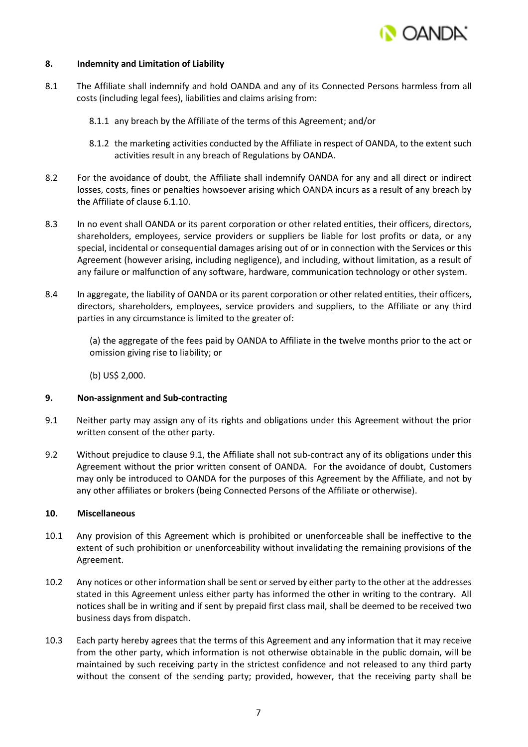## 8. Indemnity and Limitation of Liability

8.1 The Affiliate shall indemnify and hold OANDA and any of its Connected Persons harmless from all costs (including legal fees), liabilities and claims arising from:

8.1.1 any breach by the Affiliate of the terms of this Agreement; and/or

8.1.2 the marketing activities conducted by the Affiliate in respect of OANDA, to the extent such activities result in any breach of Regulations by OANDA.

8.2 For the avoidance of doubt, the Affiliate shall indemnify OANDA for any and all direct or indirect losses, costs, fines or penalties howsoever arising which OANDA incurs as a result of any breach by the Affiliate of clause 6.1.10.

8.3 In no event shall OANDA or its parent corporation or other related entities, their officers, directors, shareholders, employees, service providers or suppliers be liable for lost profits or data, or any special, incidental or consequential damages arising out of or in connection with the Services or this Agreement (however arising, including negligence), and including, without limitation, as a result of any failure or malfunction of any software, hardware, communication technology or other system.

8.4 In aggregate, the liability of OANDA or its parent corporation or other related entities, their officers, directors, shareholders, employees, service providers and suppliers, to the Affiliate or any third parties in any circumstance is limited to the greater of:

(a) the aggregate of the fees paid by OANDA to Affiliate in the twelve months prior to the act or omission giving rise to liability; or

(b) US$ 2,000.

## 9. Non-assignment and Sub-contracting

9.1 Neither party may assign any of its rights and obligations under this Agreement without the prior written consent of the other party.

9.2 Without prejudice to clause 9.1, the Affiliate shall not sub-contract any of its obligations under this Agreement without the prior written consent of OANDA. For the avoidance of doubt, Customers may only be introduced to OANDA for the purposes of this Agreement by the Affiliate, and not by any other affiliates or brokers (being Connected Persons of the Affiliate or otherwise).

## 10. Miscellaneous

10.1 Any provision of this Agreement which is prohibited or unenforceable shall be ineffective to the extent of such prohibition or unenforceability without invalidating the remaining provisions of the Agreement.

10.2 Any notices or other information shall be sent or served by either party to the other at the addresses stated in this Agreement unless either party has informed the other in writing to the contrary. All notices shall be in writing and if sent by prepaid first class mail, shall be deemed to be received two business days from dispatch.

10.3 Each party hereby agrees that the terms of this Agreement and any information that it may receive from the other party, which information is not otherwise obtainable in the public domain, will be maintained by such receiving party in the strictest confidence and not released to any third party without the consent of the sending party; provided, however, that the receiving party shall be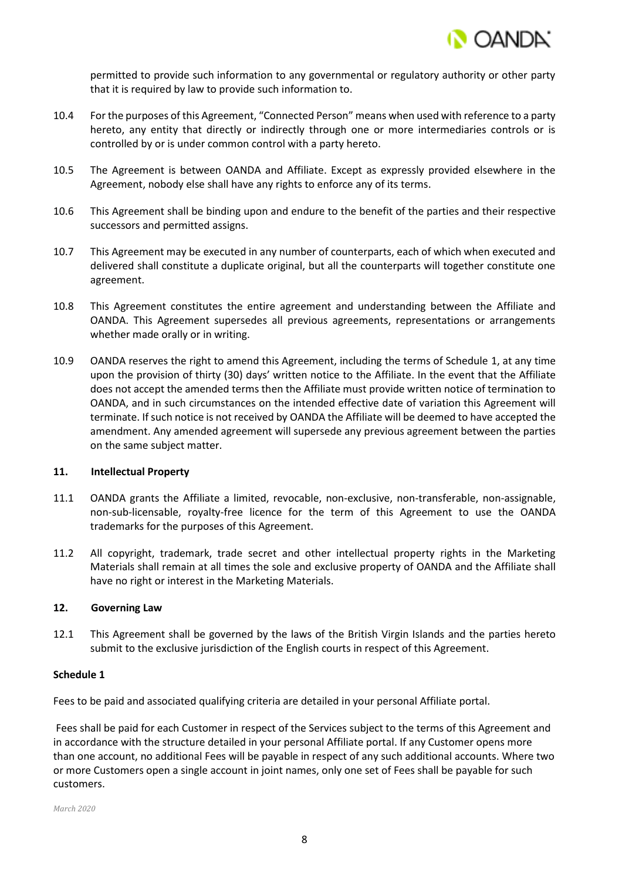permitted to provide such information to any governmental or regulatory authority or other party that it is required by law to provide such information to.

10.4 For the purposes of this Agreement, "Connected Person" means when used with reference to a party hereto, any entity that directly or indirectly through one or more intermediaries controls or is controlled by or is under common control with a party hereto.

10.5 The Agreement is between OANDA and Affiliate. Except as expressly provided elsewhere in the Agreement, nobody else shall have any rights to enforce any of its terms.

10.6 This Agreement shall be binding upon and endure to the benefit of the parties and their respective successors and permitted assigns.

10.7 This Agreement may be executed in any number of counterparts, each of which when executed and delivered shall constitute a duplicate original, but all the counterparts will together constitute one agreement.

10.8 This Agreement constitutes the entire agreement and understanding between the Affiliate and OANDA. This Agreement supersedes all previous agreements, representations or arrangements whether made orally or in writing.

10.9 OANDA reserves the right to amend this Agreement, including the terms of Schedule 1, at any time upon the provision of thirty (30) days' written notice to the Affiliate. In the event that the Affiliate does not accept the amended terms then the Affiliate must provide written notice of termination to OANDA, and in such circumstances on the intended effective date of variation this Agreement will terminate. If such notice is not received by OANDA the Affiliate will be deemed to have accepted the amendment. Any amended agreement will supersede any previous agreement between the parties on the same subject matter.

## 11. Intellectual Property

11.1 OANDA grants the Affiliate a limited, revocable, non-exclusive, non-transferable, non-assignable, non-sub-licensable, royalty-free licence for the term of this Agreement to use the OANDA trademarks for the purposes of this Agreement.

11.2 All copyright, trademark, trade secret and other intellectual property rights in the Marketing Materials shall remain at all times the sole and exclusive property of OANDA and the Affiliate shall have no right or interest in the Marketing Materials.

## 12. Governing Law

12.1 This Agreement shall be governed by the laws of the British Virgin Islands and the parties hereto submit to the exclusive jurisdiction of the English courts in respect of this Agreement.

## Schedule 1

Fees to be paid and associated qualifying criteria are detailed in your personal Affiliate portal.

Fees shall be paid for each Customer in respect of the Services subject to the terms of this Agreement and in accordance with the structure detailed in your personal Affiliate portal. If any Customer opens more than one account, no additional Fees will be payable in respect of any such additional accounts. Where two or more Customers open a single account in joint names, only one set of Fees shall be payable for such customers.

*March 2020*